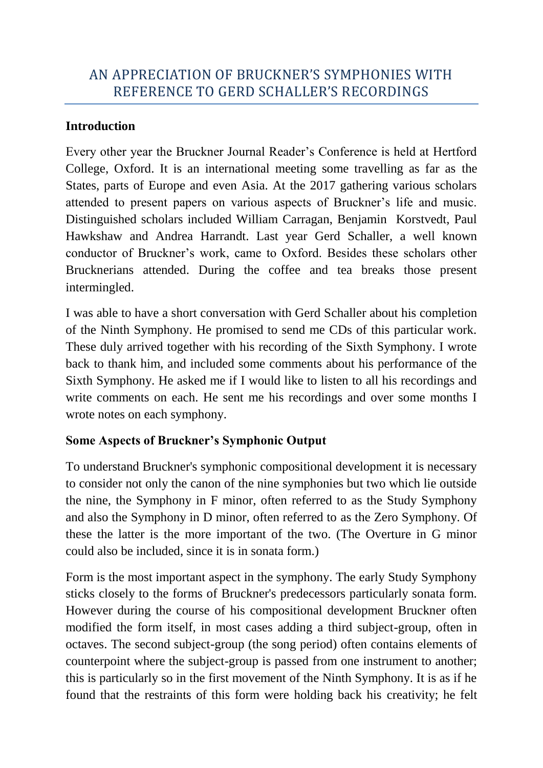# AN APPRECIATION OF BRUCKNER'S SYMPHONIES WITH REFERENCE TO GERD SCHALLER'S RECORDINGS

## Introduction

Every other year the Bruckner Journal Reader's Conference is held at Hertford College, Oxford. It is an international meeting some travelling as far as the States, parts of Europe and even Asia. At the 2017 gathering various scholars attended to present papers on various aspects of Bruckner's life and music. Distinguished scholars included William Carragan, Benjamin Korstvedt, Paul Hawkshaw and Andrea Harrandt. Last year Gerd Schaller, a well known conductor of Bruckner's work, came to Oxford. Besides these scholars other Brucknerians attended. During the coffee and tea breaks those present intermingled.

I was able to have a short conversation with Gerd Schaller about his completion of the Ninth Symphony. He promised to send me CDs of this particular work. These duly arrived together with his recording of the Sixth Symphony. I wrote back to thank him, and included some comments about his performance of the Sixth Symphony. He asked me if I would like to listen to all his recordings and write comments on each. He sent me his recordings and over some months I wrote notes on each symphony.

## Some Aspects of Bruckner's Symphonic Output

To understand Bruckner's symphonic compositional development it is necessary to consider not only the canon of the nine symphonies but two which lie outside the nine, the Symphony in F minor, often referred to as the Study Symphony and also the Symphony in D minor, often referred to as the Zero Symphony. Of these the latter is the more important of the two. (The Overture in G minor could also be included, since it is in sonata form.)

Form is the most important aspect in the symphony. The early Study Symphony sticks closely to the forms of Bruckner's predecessors particularly sonata form. However during the course of his compositional development Bruckner often modified the form itself, in most cases adding a third subject-group, often in octaves. The second subject-group (the song period) often contains elements of counterpoint where the subject-group is passed from one instrument to another; this is particularly so in the first movement of the Ninth Symphony. It is as if he found that the restraints of this form were holding back his creativity; he felt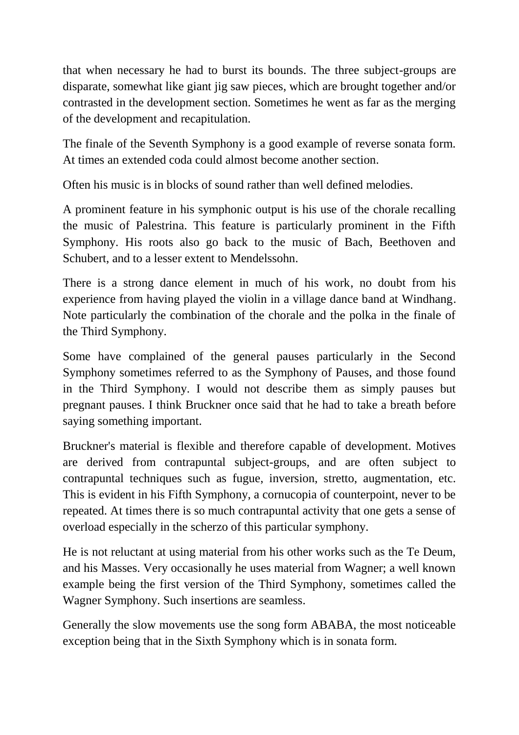that when necessary he had to burst its bounds. The three subject-groups are disparate, somewhat like giant jig saw pieces, which are brought together and/or contrasted in the development section. Sometimes he went as far as the merging of the development and recapitulation.

The finale of the Seventh Symphony is a good example of reverse sonata form. At times an extended coda could almost become another section.

Often his music is in blocks of sound rather than well defined melodies.

A prominent feature in his symphonic output is his use of the chorale recalling the music of Palestrina. This feature is particularly prominent in the Fifth Symphony. His roots also go back to the music of Bach, Beethoven and Schubert, and to a lesser extent to Mendelssohn.

There is a strong dance element in much of his work, no doubt from his experience from having played the violin in a village dance band at Windhang. Note particularly the combination of the chorale and the polka in the finale of the Third Symphony.

Some have complained of the general pauses particularly in the Second Symphony sometimes referred to as the Symphony of Pauses, and those found in the Third Symphony. I would not describe them as simply pauses but pregnant pauses. I think Bruckner once said that he had to take a breath before saying something important.

Bruckner's material is flexible and therefore capable of development. Motives are derived from contrapuntal subject-groups, and are often subject to contrapuntal techniques such as fugue, inversion, stretto, augmentation, etc. This is evident in his Fifth Symphony, a cornucopia of counterpoint, never to be repeated. At times there is so much contrapuntal activity that one gets a sense of overload especially in the scherzo of this particular symphony.

He is not reluctant at using material from his other works such as the Te Deum, and his Masses. Very occasionally he uses material from Wagner; a well known example being the first version of the Third Symphony, sometimes called the Wagner Symphony. Such insertions are seamless.

Generally the slow movements use the song form ABABA, the most noticeable exception being that in the Sixth Symphony which is in sonata form.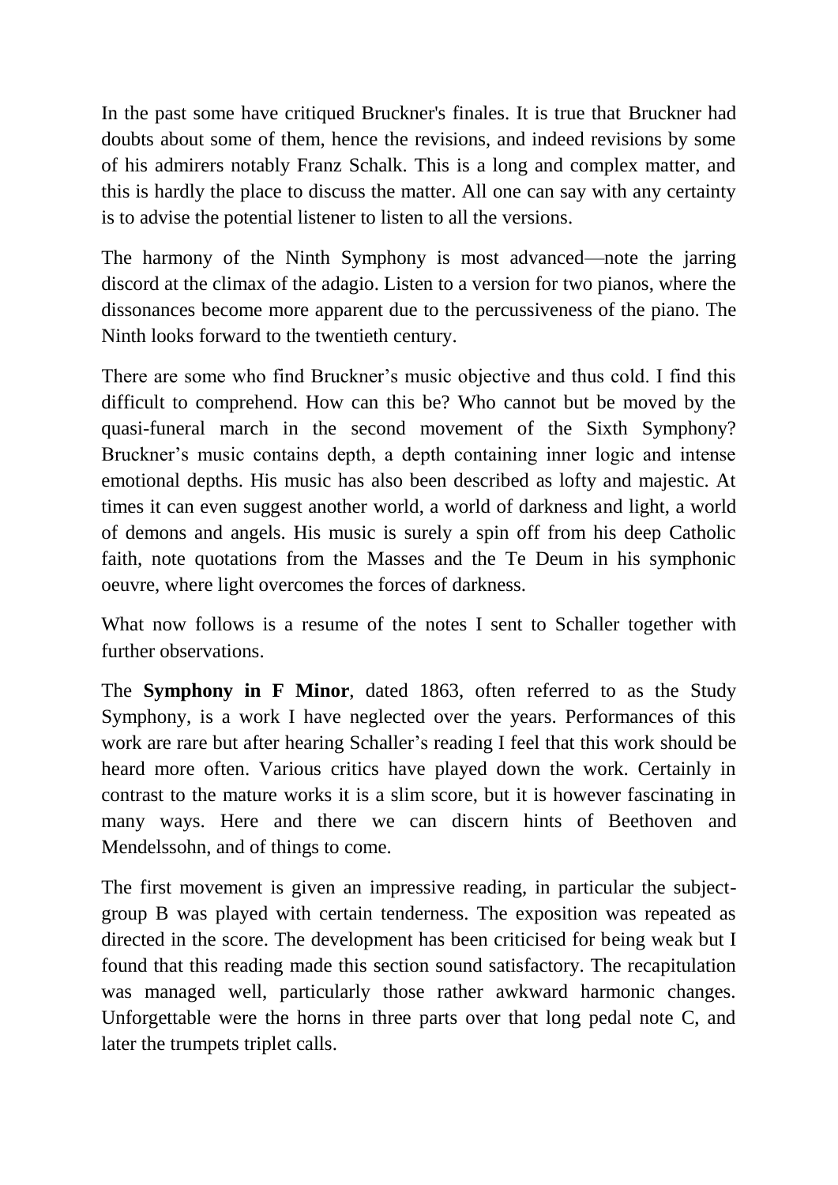In the past some have critiqued Bruckner's finales. It is true that Bruckner had doubts about some of them, hence the revisions, and indeed revisions by some of his admirers notably Franz Schalk. This is a long and complex matter, and this is hardly the place to discuss the matter. All one can say with any certainty is to advise the potential listener to listen to all the versions.

The harmony of the Ninth Symphony is most advanced—note the jarring discord at the climax of the adagio. Listen to a version for two pianos, where the dissonances become more apparent due to the percussiveness of the piano. The Ninth looks forward to the twentieth century.

There are some who find Bruckner's music objective and thus cold. I find this difficult to comprehend. How can this be? Who cannot but be moved by the quasi-funeral march in the second movement of the Sixth Symphony? Bruckner's music contains depth, a depth containing inner logic and intense emotional depths. His music has also been described as lofty and majestic. At times it can even suggest another world, a world of darkness and light, a world of demons and angels. His music is surely a spin off from his deep Catholic faith, note quotations from the Masses and the Te Deum in his symphonic oeuvre, where light overcomes the forces of darkness.

What now follows is a resume of the notes I sent to Schaller together with further observations.

The **Symphony in F Minor**, dated 1863, often referred to as the Study Symphony, is a work I have neglected over the years. Performances of this work are rare but after hearing Schaller's reading I feel that this work should be heard more often. Various critics have played down the work. Certainly in contrast to the mature works it is a slim score, but it is however fascinating in many ways. Here and there we can discern hints of Beethoven and Mendelssohn, and of things to come.

The first movement is given an impressive reading, in particular the subject-group B was played with certain tenderness. The exposition was repeated as directed in the score. The development has been criticised for being weak but I found that this reading made this section sound satisfactory. The recapitulation was managed well, particularly those rather awkward harmonic changes. Unforgettable were the horns in three parts over that long pedal note C, and later the trumpets triplet calls.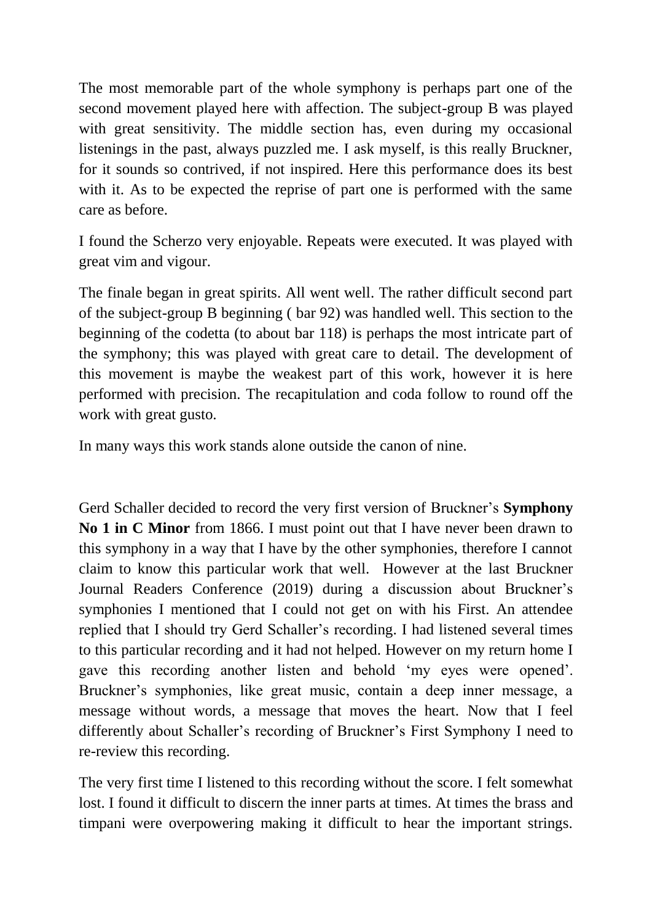The most memorable part of the whole symphony is perhaps part one of the second movement played here with affection. The subject-group B was played with great sensitivity. The middle section has, even during my occasional listenings in the past, always puzzled me. I ask myself, is this really Bruckner, for it sounds so contrived, if not inspired. Here this performance does its best with it. As to be expected the reprise of part one is performed with the same care as before.

I found the Scherzo very enjoyable. Repeats were executed. It was played with great vim and vigour.

The finale began in great spirits. All went well. The rather difficult second part of the subject-group B beginning ( bar 92) was handled well. This section to the beginning of the codetta (to about bar 118) is perhaps the most intricate part of the symphony; this was played with great care to detail. The development of this movement is maybe the weakest part of this work, however it is here performed with precision. The recapitulation and coda follow to round off the work with great gusto.

In many ways this work stands alone outside the canon of nine.

Gerd Schaller decided to record the very first version of Bruckner's **Symphony No 1 in C Minor** from 1866. I must point out that I have never been drawn to this symphony in a way that I have by the other symphonies, therefore I cannot claim to know this particular work that well. However at the last Bruckner Journal Readers Conference (2019) during a discussion about Bruckner's symphonies I mentioned that I could not get on with his First. An attendee replied that I should try Gerd Schaller's recording. I had listened several times to this particular recording and it had not helped. However on my return home I gave this recording another listen and behold 'my eyes were opened'. Bruckner's symphonies, like great music, contain a deep inner message, a message without words, a message that moves the heart. Now that I feel differently about Schaller's recording of Bruckner's First Symphony I need to re-review this recording.

The very first time I listened to this recording without the score. I felt somewhat lost. I found it difficult to discern the inner parts at times. At times the brass and timpani were overpowering making it difficult to hear the important strings.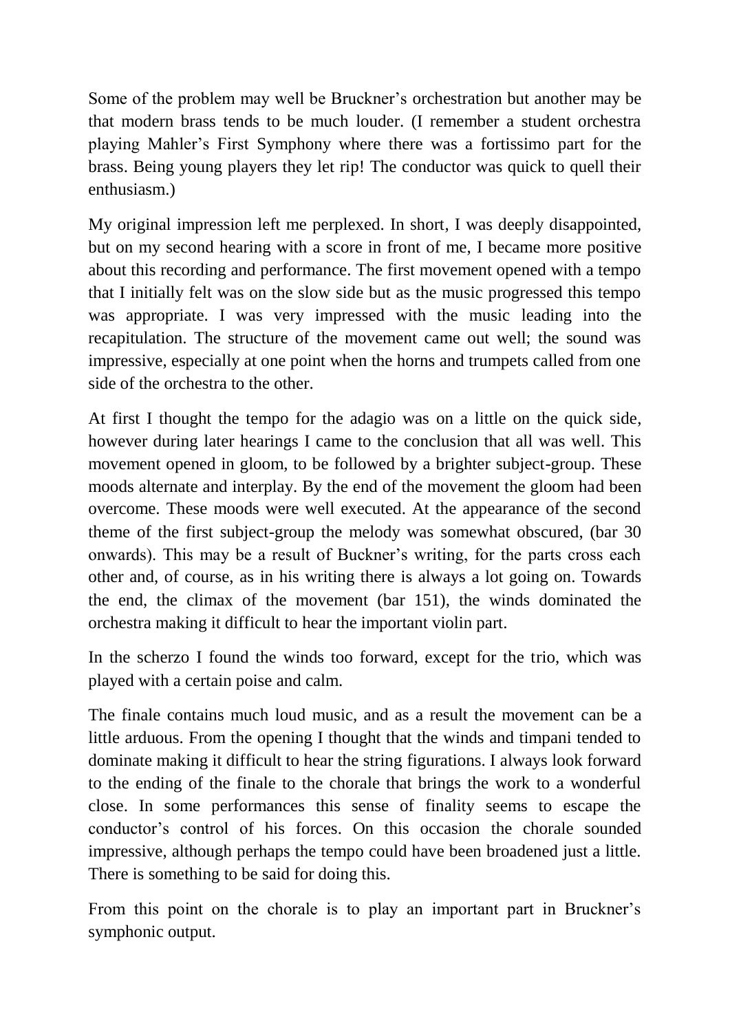Some of the problem may well be Bruckner's orchestration but another may be that modern brass tends to be much louder. (I remember a student orchestra playing Mahler's First Symphony where there was a fortissimo part for the brass. Being young players they let rip! The conductor was quick to quell their enthusiasm.)

My original impression left me perplexed. In short, I was deeply disappointed, but on my second hearing with a score in front of me, I became more positive about this recording and performance. The first movement opened with a tempo that I initially felt was on the slow side but as the music progressed this tempo was appropriate. I was very impressed with the music leading into the recapitulation. The structure of the movement came out well; the sound was impressive, especially at one point when the horns and trumpets called from one side of the orchestra to the other.

At first I thought the tempo for the adagio was on a little on the quick side, however during later hearings I came to the conclusion that all was well. This movement opened in gloom, to be followed by a brighter subject-group. These moods alternate and interplay. By the end of the movement the gloom had been overcome. These moods were well executed. At the appearance of the second theme of the first subject-group the melody was somewhat obscured, (bar 30 onwards). This may be a result of Buckner's writing, for the parts cross each other and, of course, as in his writing there is always a lot going on. Towards the end, the climax of the movement (bar 151), the winds dominated the orchestra making it difficult to hear the important violin part.

In the scherzo I found the winds too forward, except for the trio, which was played with a certain poise and calm.

The finale contains much loud music, and as a result the movement can be a little arduous. From the opening I thought that the winds and timpani tended to dominate making it difficult to hear the string figurations. I always look forward to the ending of the finale to the chorale that brings the work to a wonderful close. In some performances this sense of finality seems to escape the conductor's control of his forces. On this occasion the chorale sounded impressive, although perhaps the tempo could have been broadened just a little. There is something to be said for doing this.

From this point on the chorale is to play an important part in Bruckner's symphonic output.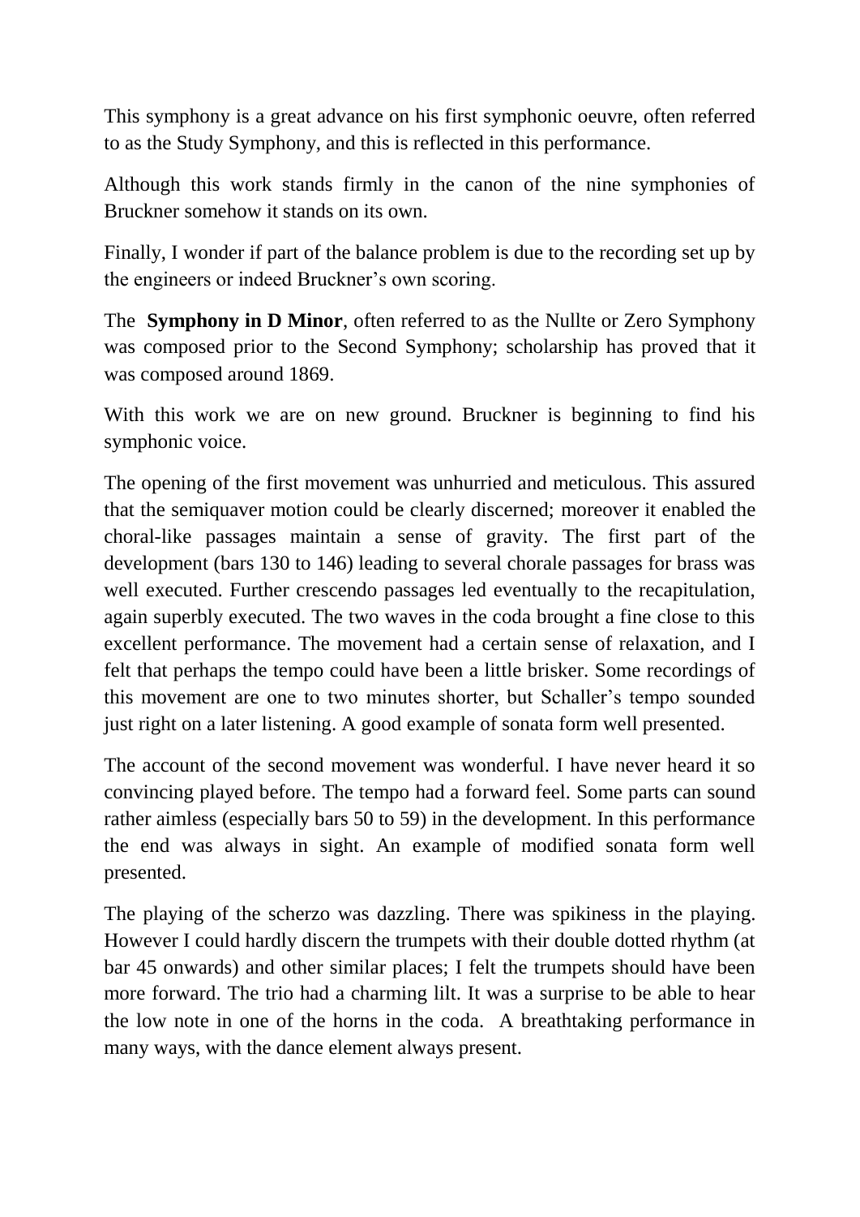This symphony is a great advance on his first symphonic oeuvre, often referred to as the Study Symphony, and this is reflected in this performance.

Although this work stands firmly in the canon of the nine symphonies of Bruckner somehow it stands on its own.

Finally, I wonder if part of the balance problem is due to the recording set up by the engineers or indeed Bruckner's own scoring.

The **Symphony in D Minor**, often referred to as the Nullte or Zero Symphony was composed prior to the Second Symphony; scholarship has proved that it was composed around 1869.

With this work we are on new ground. Bruckner is beginning to find his symphonic voice.

The opening of the first movement was unhurried and meticulous. This assured that the semiquaver motion could be clearly discerned; moreover it enabled the choral-like passages maintain a sense of gravity. The first part of the development (bars 130 to 146) leading to several chorale passages for brass was well executed. Further crescendo passages led eventually to the recapitulation, again superbly executed. The two waves in the coda brought a fine close to this excellent performance. The movement had a certain sense of relaxation, and I felt that perhaps the tempo could have been a little brisker. Some recordings of this movement are one to two minutes shorter, but Schaller's tempo sounded just right on a later listening. A good example of sonata form well presented.

The account of the second movement was wonderful. I have never heard it so convincing played before. The tempo had a forward feel. Some parts can sound rather aimless (especially bars 50 to 59) in the development. In this performance the end was always in sight. An example of modified sonata form well presented.

The playing of the scherzo was dazzling. There was spikiness in the playing. However I could hardly discern the trumpets with their double dotted rhythm (at bar 45 onwards) and other similar places; I felt the trumpets should have been more forward. The trio had a charming lilt. It was a surprise to be able to hear the low note in one of the horns in the coda. A breathtaking performance in many ways, with the dance element always present.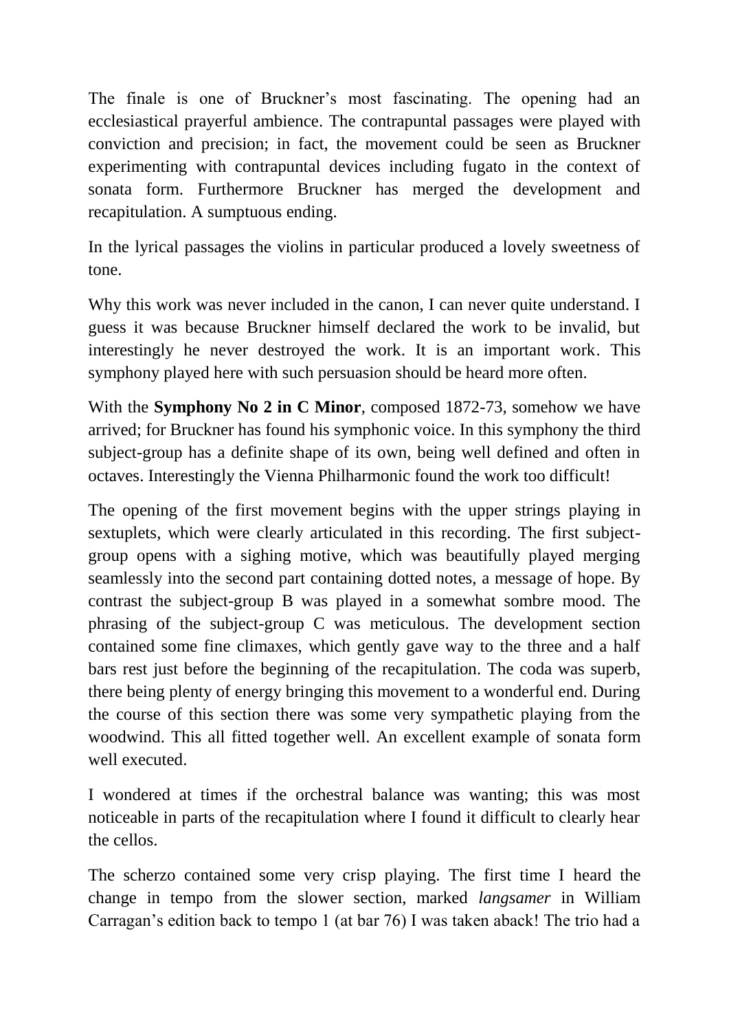The finale is one of Bruckner's most fascinating. The opening had an ecclesiastical prayerful ambience. The contrapuntal passages were played with conviction and precision; in fact, the movement could be seen as Bruckner experimenting with contrapuntal devices including fugato in the context of sonata form. Furthermore Bruckner has merged the development and recapitulation. A sumptuous ending.

In the lyrical passages the violins in particular produced a lovely sweetness of tone.

Why this work was never included in the canon, I can never quite understand. I guess it was because Bruckner himself declared the work to be invalid, but interestingly he never destroyed the work. It is an important work. This symphony played here with such persuasion should be heard more often.

With the **Symphony No 2 in C Minor**, composed 1872-73, somehow we have arrived; for Bruckner has found his symphonic voice. In this symphony the third subject-group has a definite shape of its own, being well defined and often in octaves. Interestingly the Vienna Philharmonic found the work too difficult!

The opening of the first movement begins with the upper strings playing in sextuplets, which were clearly articulated in this recording. The first subject-group opens with a sighing motive, which was beautifully played merging seamlessly into the second part containing dotted notes, a message of hope. By contrast the subject-group B was played in a somewhat sombre mood. The phrasing of the subject-group C was meticulous. The development section contained some fine climaxes, which gently gave way to the three and a half bars rest just before the beginning of the recapitulation. The coda was superb, there being plenty of energy bringing this movement to a wonderful end. During the course of this section there was some very sympathetic playing from the woodwind. This all fitted together well. An excellent example of sonata form well executed.

I wondered at times if the orchestral balance was wanting; this was most noticeable in parts of the recapitulation where I found it difficult to clearly hear the cellos.

The scherzo contained some very crisp playing. The first time I heard the change in tempo from the slower section, marked *langsamer* in William Carragan's edition back to tempo 1 (at bar 76) I was taken aback! The trio had a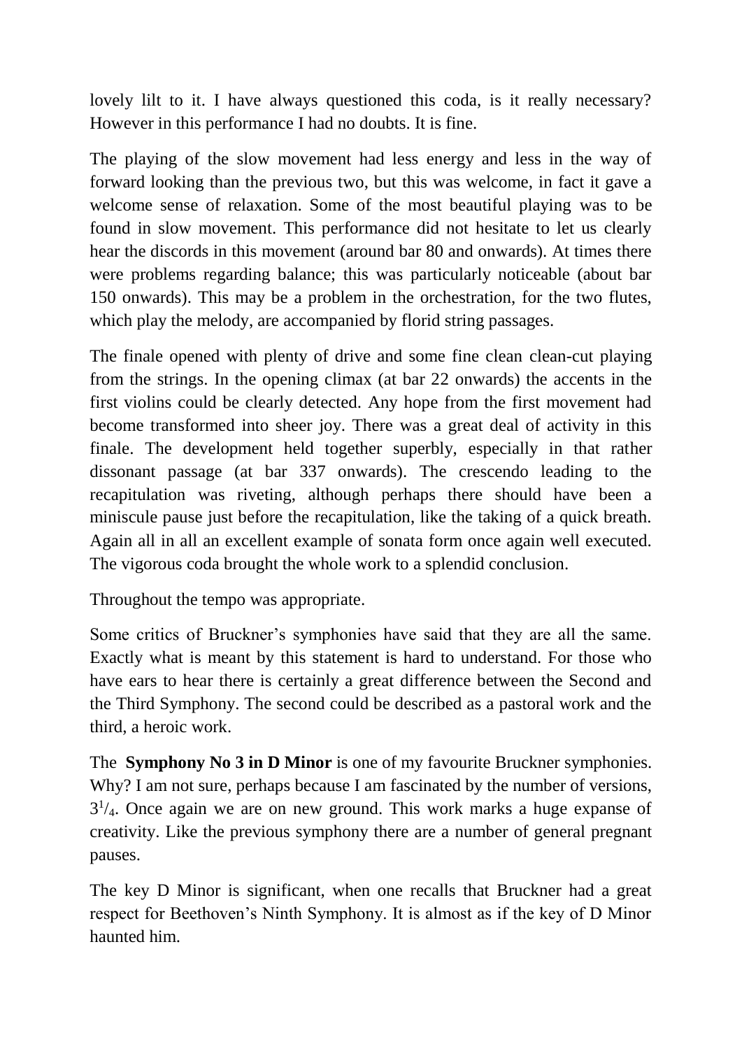lovely lilt to it. I have always questioned this coda, is it really necessary? However in this performance I had no doubts. It is fine.

The playing of the slow movement had less energy and less in the way of forward looking than the previous two, but this was welcome, in fact it gave a welcome sense of relaxation. Some of the most beautiful playing was to be found in slow movement. This performance did not hesitate to let us clearly hear the discords in this movement (around bar 80 and onwards). At times there were problems regarding balance; this was particularly noticeable (about bar 150 onwards). This may be a problem in the orchestration, for the two flutes, which play the melody, are accompanied by florid string passages.

The finale opened with plenty of drive and some fine clean clean-cut playing from the strings. In the opening climax (at bar 22 onwards) the accents in the first violins could be clearly detected. Any hope from the first movement had become transformed into sheer joy. There was a great deal of activity in this finale. The development held together superbly, especially in that rather dissonant passage (at bar 337 onwards). The crescendo leading to the recapitulation was riveting, although perhaps there should have been a miniscule pause just before the recapitulation, like the taking of a quick breath. Again all in all an excellent example of sonata form once again well executed. The vigorous coda brought the whole work to a splendid conclusion.

Throughout the tempo was appropriate.

Some critics of Bruckner's symphonies have said that they are all the same. Exactly what is meant by this statement is hard to understand. For those who have ears to hear there is certainly a great difference between the Second and the Third Symphony. The second could be described as a pastoral work and the third, a heroic work.

The **Symphony No 3 in D Minor** is one of my favourite Bruckner symphonies. Why? I am not sure, perhaps because I am fascinated by the number of versions, $3^1/_4$. Once again we are on new ground. This work marks a huge expanse of creativity. Like the previous symphony there are a number of general pregnant pauses.

The key D Minor is significant, when one recalls that Bruckner had a great respect for Beethoven's Ninth Symphony. It is almost as if the key of D Minor haunted him.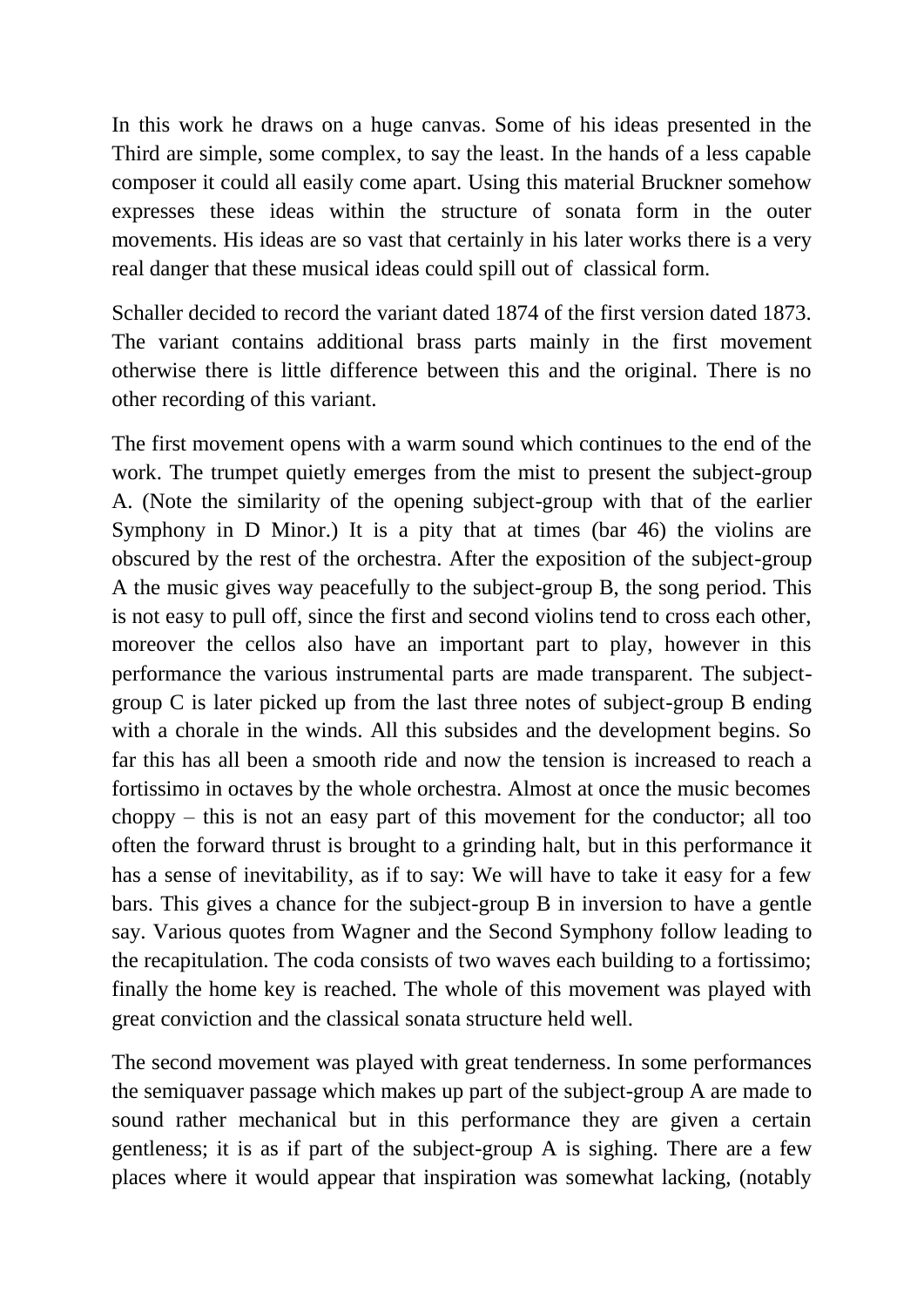In this work he draws on a huge canvas. Some of his ideas presented in the Third are simple, some complex, to say the least. In the hands of a less capable composer it could all easily come apart. Using this material Bruckner somehow expresses these ideas within the structure of sonata form in the outer movements. His ideas are so vast that certainly in his later works there is a very real danger that these musical ideas could spill out of classical form.

Schaller decided to record the variant dated 1874 of the first version dated 1873. The variant contains additional brass parts mainly in the first movement otherwise there is little difference between this and the original. There is no other recording of this variant.

The first movement opens with a warm sound which continues to the end of the work. The trumpet quietly emerges from the mist to present the subject-group A. (Note the similarity of the opening subject-group with that of the earlier Symphony in D Minor.) It is a pity that at times (bar 46) the violins are obscured by the rest of the orchestra. After the exposition of the subject-group A the music gives way peacefully to the subject-group B, the song period. This is not easy to pull off, since the first and second violins tend to cross each other, moreover the cellos also have an important part to play, however in this performance the various instrumental parts are made transparent. The subject-group C is later picked up from the last three notes of subject-group B ending with a chorale in the winds. All this subsides and the development begins. So far this has all been a smooth ride and now the tension is increased to reach a fortissimo in octaves by the whole orchestra. Almost at once the music becomes choppy – this is not an easy part of this movement for the conductor; all too often the forward thrust is brought to a grinding halt, but in this performance it has a sense of inevitability, as if to say: We will have to take it easy for a few bars. This gives a chance for the subject-group B in inversion to have a gentle say. Various quotes from Wagner and the Second Symphony follow leading to the recapitulation. The coda consists of two waves each building to a fortissimo; finally the home key is reached. The whole of this movement was played with great conviction and the classical sonata structure held well.

The second movement was played with great tenderness. In some performances the semiquaver passage which makes up part of the subject-group A are made to sound rather mechanical but in this performance they are given a certain gentleness; it is as if part of the subject-group A is sighing. There are a few places where it would appear that inspiration was somewhat lacking, (notably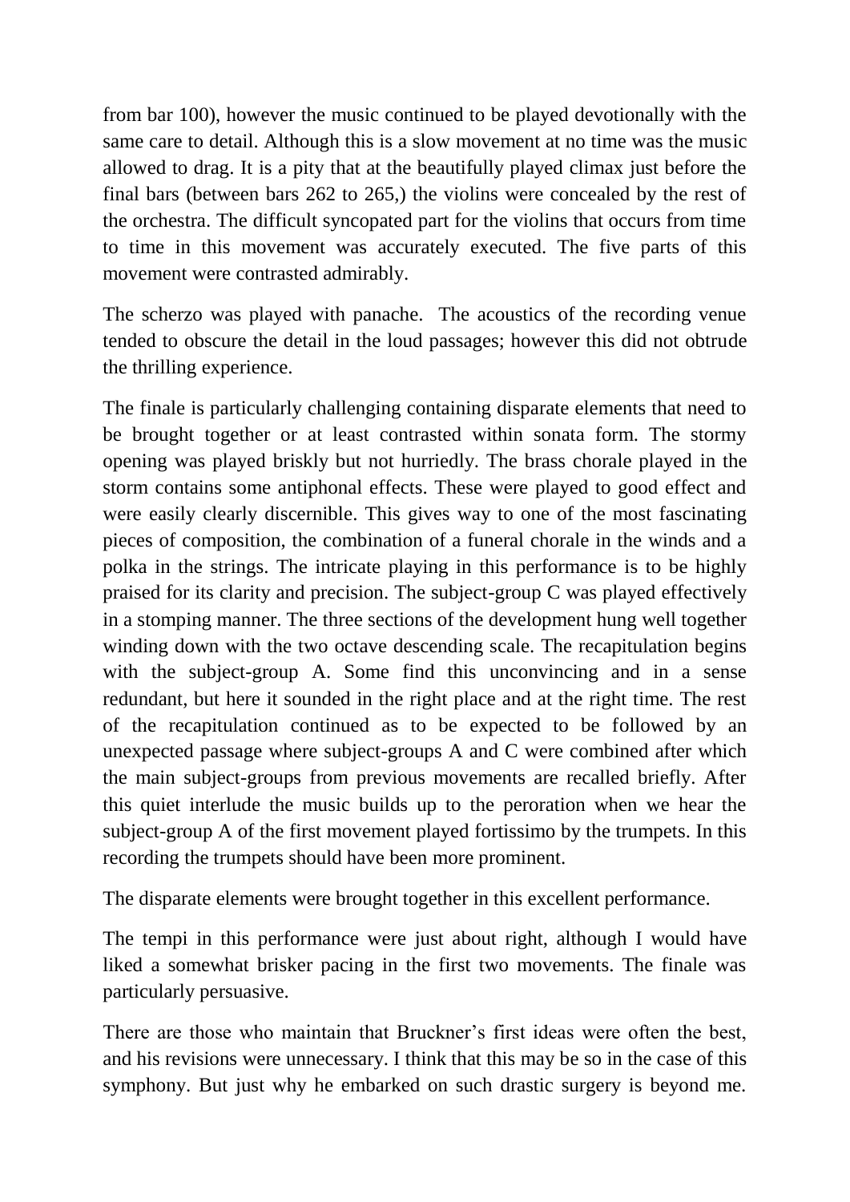from bar 100), however the music continued to be played devotionally with the same care to detail. Although this is a slow movement at no time was the music allowed to drag. It is a pity that at the beautifully played climax just before the final bars (between bars 262 to 265,) the violins were concealed by the rest of the orchestra. The difficult syncopated part for the violins that occurs from time to time in this movement was accurately executed. The five parts of this movement were contrasted admirably.

The scherzo was played with panache. The acoustics of the recording venue tended to obscure the detail in the loud passages; however this did not obtrude the thrilling experience.

The finale is particularly challenging containing disparate elements that need to be brought together or at least contrasted within sonata form. The stormy opening was played briskly but not hurriedly. The brass chorale played in the storm contains some antiphonal effects. These were played to good effect and were easily clearly discernible. This gives way to one of the most fascinating pieces of composition, the combination of a funeral chorale in the winds and a polka in the strings. The intricate playing in this performance is to be highly praised for its clarity and precision. The subject-group C was played effectively in a stomping manner. The three sections of the development hung well together winding down with the two octave descending scale. The recapitulation begins with the subject-group A. Some find this unconvincing and in a sense redundant, but here it sounded in the right place and at the right time. The rest of the recapitulation continued as to be expected to be followed by an unexpected passage where subject-groups A and C were combined after which the main subject-groups from previous movements are recalled briefly. After this quiet interlude the music builds up to the peroration when we hear the subject-group A of the first movement played fortissimo by the trumpets. In this recording the trumpets should have been more prominent.

The disparate elements were brought together in this excellent performance.

The tempi in this performance were just about right, although I would have liked a somewhat brisker pacing in the first two movements. The finale was particularly persuasive.

There are those who maintain that Bruckner's first ideas were often the best, and his revisions were unnecessary. I think that this may be so in the case of this symphony. But just why he embarked on such drastic surgery is beyond me.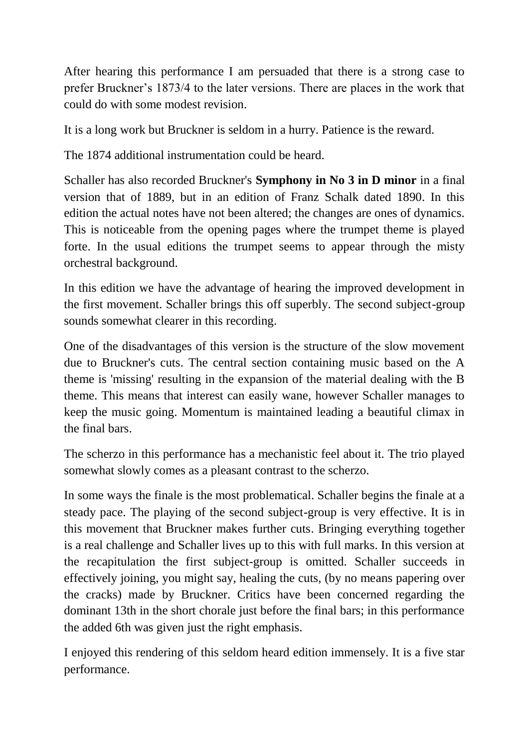After hearing this performance I am persuaded that there is a strong case to prefer Bruckner's 1873/4 to the later versions. There are places in the work that could do with some modest revision.

It is a long work but Bruckner is seldom in a hurry. Patience is the reward.

The 1874 additional instrumentation could be heard.

Schaller has also recorded Bruckner's **Symphony in No 3 in D minor** in a final version that of 1889, but in an edition of Franz Schalk dated 1890. In this edition the actual notes have not been altered; the changes are ones of dynamics. This is noticeable from the opening pages where the trumpet theme is played forte. In the usual editions the trumpet seems to appear through the misty orchestral background.

In this edition we have the advantage of hearing the improved development in the first movement. Schaller brings this off superbly. The second subject-group sounds somewhat clearer in this recording.

One of the disadvantages of this version is the structure of the slow movement due to Bruckner's cuts. The central section containing music based on the A theme is 'missing' resulting in the expansion of the material dealing with the B theme. This means that interest can easily wane, however Schaller manages to keep the music going. Momentum is maintained leading a beautiful climax in the final bars.

The scherzo in this performance has a mechanistic feel about it. The trio played somewhat slowly comes as a pleasant contrast to the scherzo.

In some ways the finale is the most problematical. Schaller begins the finale at a steady pace. The playing of the second subject-group is very effective. It is in this movement that Bruckner makes further cuts. Bringing everything together is a real challenge and Schaller lives up to this with full marks. In this version at the recapitulation the first subject-group is omitted. Schaller succeeds in effectively joining, you might say, healing the cuts, (by no means papering over the cracks) made by Bruckner. Critics have been concerned regarding the dominant 13th in the short chorale just before the final bars; in this performance the added 6th was given just the right emphasis.

I enjoyed this rendering of this seldom heard edition immensely. It is a five star performance.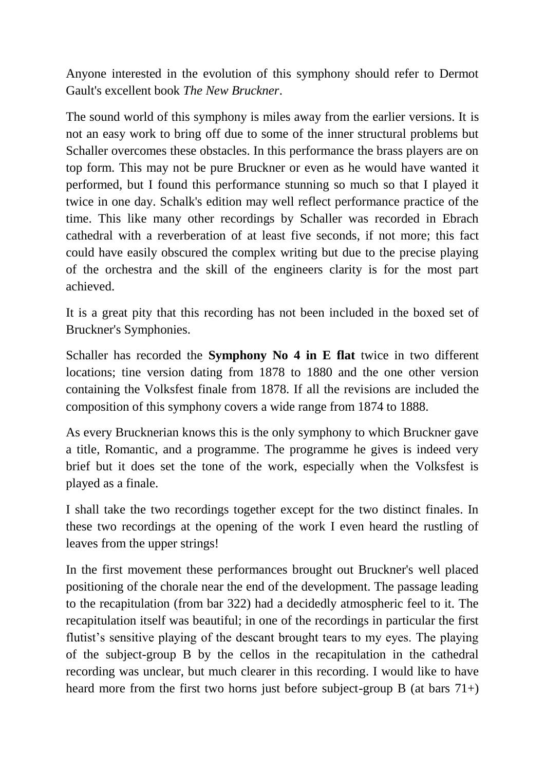Anyone interested in the evolution of this symphony should refer to Dermot Gault's excellent book *The New Bruckner*.

The sound world of this symphony is miles away from the earlier versions. It is not an easy work to bring off due to some of the inner structural problems but Schaller overcomes these obstacles. In this performance the brass players are on top form. This may not be pure Bruckner or even as he would have wanted it performed, but I found this performance stunning so much so that I played it twice in one day. Schalk's edition may well reflect performance practice of the time. This like many other recordings by Schaller was recorded in Ebrach cathedral with a reverberation of at least five seconds, if not more; this fact could have easily obscured the complex writing but due to the precise playing of the orchestra and the skill of the engineers clarity is for the most part achieved.

It is a great pity that this recording has not been included in the boxed set of Bruckner's Symphonies.

Schaller has recorded the **Symphony No 4 in E flat** twice in two different locations; tine version dating from 1878 to 1880 and the one other version containing the Volksfest finale from 1878. If all the revisions are included the composition of this symphony covers a wide range from 1874 to 1888.

As every Brucknerian knows this is the only symphony to which Bruckner gave a title, Romantic, and a programme. The programme he gives is indeed very brief but it does set the tone of the work, especially when the Volksfest is played as a finale.

I shall take the two recordings together except for the two distinct finales. In these two recordings at the opening of the work I even heard the rustling of leaves from the upper strings!

In the first movement these performances brought out Bruckner's well placed positioning of the chorale near the end of the development. The passage leading to the recapitulation (from bar 322) had a decidedly atmospheric feel to it. The recapitulation itself was beautiful; in one of the recordings in particular the first flutist's sensitive playing of the descant brought tears to my eyes. The playing of the subject-group B by the cellos in the recapitulation in the cathedral recording was unclear, but much clearer in this recording. I would like to have heard more from the first two horns just before subject-group B (at bars 71+)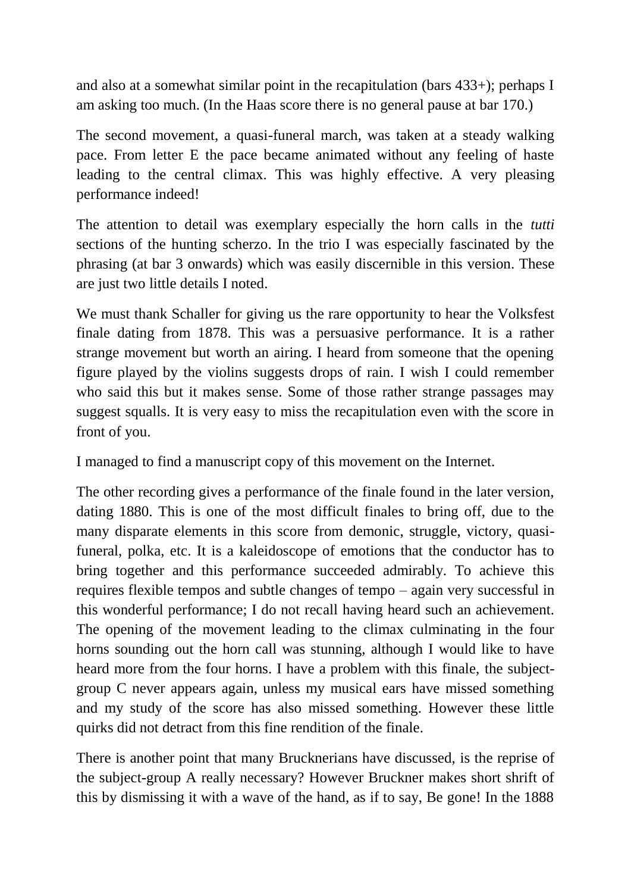and also at a somewhat similar point in the recapitulation (bars 433+); perhaps I am asking too much. (In the Haas score there is no general pause at bar 170.)

The second movement, a quasi-funeral march, was taken at a steady walking pace. From letter E the pace became animated without any feeling of haste leading to the central climax. This was highly effective. A very pleasing performance indeed!

The attention to detail was exemplary especially the horn calls in the *tutti* sections of the hunting scherzo. In the trio I was especially fascinated by the phrasing (at bar 3 onwards) which was easily discernible in this version. These are just two little details I noted.

We must thank Schaller for giving us the rare opportunity to hear the Volksfest finale dating from 1878. This was a persuasive performance. It is a rather strange movement but worth an airing. I heard from someone that the opening figure played by the violins suggests drops of rain. I wish I could remember who said this but it makes sense. Some of those rather strange passages may suggest squalls. It is very easy to miss the recapitulation even with the score in front of you.

I managed to find a manuscript copy of this movement on the Internet.

The other recording gives a performance of the finale found in the later version, dating 1880. This is one of the most difficult finales to bring off, due to the many disparate elements in this score from demonic, struggle, victory, quasi-funeral, polka, etc. It is a kaleidoscope of emotions that the conductor has to bring together and this performance succeeded admirably. To achieve this requires flexible tempos and subtle changes of tempo – again very successful in this wonderful performance; I do not recall having heard such an achievement. The opening of the movement leading to the climax culminating in the four horns sounding out the horn call was stunning, although I would like to have heard more from the four horns. I have a problem with this finale, the subject-group C never appears again, unless my musical ears have missed something and my study of the score has also missed something. However these little quirks did not detract from this fine rendition of the finale.

There is another point that many Brucknerians have discussed, is the reprise of the subject-group A really necessary? However Bruckner makes short shrift of this by dismissing it with a wave of the hand, as if to say, Be gone! In the 1888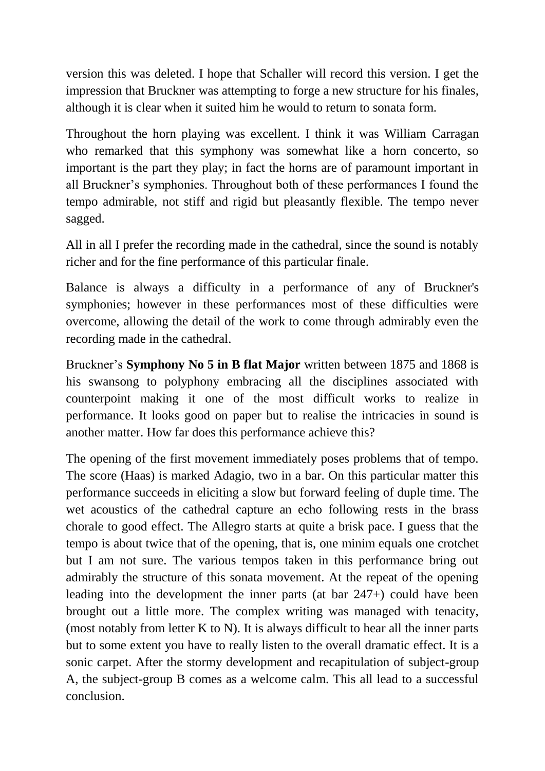version this was deleted. I hope that Schaller will record this version. I get the impression that Bruckner was attempting to forge a new structure for his finales, although it is clear when it suited him he would to return to sonata form.

Throughout the horn playing was excellent. I think it was William Carragan who remarked that this symphony was somewhat like a horn concerto, so important is the part they play; in fact the horns are of paramount important in all Bruckner's symphonies. Throughout both of these performances I found the tempo admirable, not stiff and rigid but pleasantly flexible. The tempo never sagged.

All in all I prefer the recording made in the cathedral, since the sound is notably richer and for the fine performance of this particular finale.

Balance is always a difficulty in a performance of any of Bruckner's symphonies; however in these performances most of these difficulties were overcome, allowing the detail of the work to come through admirably even the recording made in the cathedral.

Bruckner's **Symphony No 5 in B flat Major** written between 1875 and 1868 is his swansong to polyphony embracing all the disciplines associated with counterpoint making it one of the most difficult works to realize in performance. It looks good on paper but to realise the intricacies in sound is another matter. How far does this performance achieve this?

The opening of the first movement immediately poses problems that of tempo. The score (Haas) is marked Adagio, two in a bar. On this particular matter this performance succeeds in eliciting a slow but forward feeling of duple time. The wet acoustics of the cathedral capture an echo following rests in the brass chorale to good effect. The Allegro starts at quite a brisk pace. I guess that the tempo is about twice that of the opening, that is, one minim equals one crotchet but I am not sure. The various tempos taken in this performance bring out admirably the structure of this sonata movement. At the repeat of the opening leading into the development the inner parts (at bar 247+) could have been brought out a little more. The complex writing was managed with tenacity, (most notably from letter K to N). It is always difficult to hear all the inner parts but to some extent you have to really listen to the overall dramatic effect. It is a sonic carpet. After the stormy development and recapitulation of subject-group A, the subject-group B comes as a welcome calm. This all lead to a successful conclusion.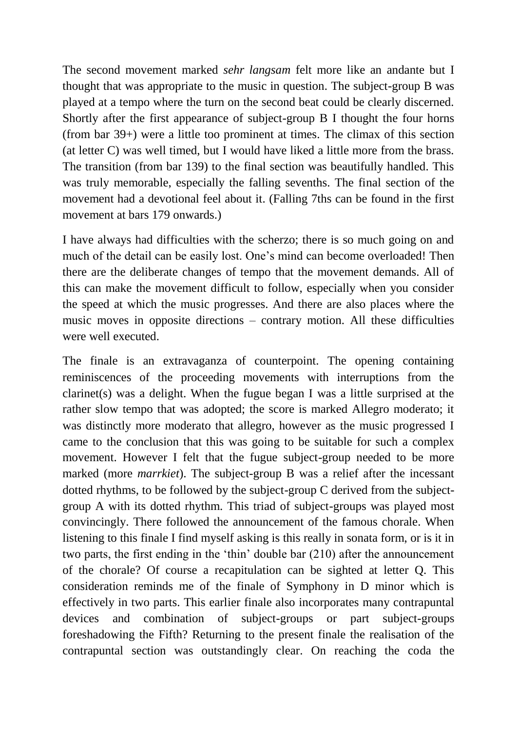The second movement marked *sehr langsam* felt more like an andante but I thought that was appropriate to the music in question. The subject-group B was played at a tempo where the turn on the second beat could be clearly discerned. Shortly after the first appearance of subject-group B I thought the four horns (from bar 39+) were a little too prominent at times. The climax of this section (at letter C) was well timed, but I would have liked a little more from the brass. The transition (from bar 139) to the final section was beautifully handled. This was truly memorable, especially the falling sevenths. The final section of the movement had a devotional feel about it. (Falling 7ths can be found in the first movement at bars 179 onwards.)

I have always had difficulties with the scherzo; there is so much going on and much of the detail can be easily lost. One's mind can become overloaded! Then there are the deliberate changes of tempo that the movement demands. All of this can make the movement difficult to follow, especially when you consider the speed at which the music progresses. And there are also places where the music moves in opposite directions – contrary motion. All these difficulties were well executed.

The finale is an extravaganza of counterpoint. The opening containing reminiscences of the proceeding movements with interruptions from the clarinet(s) was a delight. When the fugue began I was a little surprised at the rather slow tempo that was adopted; the score is marked Allegro moderato; it was distinctly more moderato that allegro, however as the music progressed I came to the conclusion that this was going to be suitable for such a complex movement. However I felt that the fugue subject-group needed to be more marked (more *marrkiet*). The subject-group B was a relief after the incessant dotted rhythms, to be followed by the subject-group C derived from the subject-group A with its dotted rhythm. This triad of subject-groups was played most convincingly. There followed the announcement of the famous chorale. When listening to this finale I find myself asking is this really in sonata form, or is it in two parts, the first ending in the 'thin' double bar (210) after the announcement of the chorale? Of course a recapitulation can be sighted at letter Q. This consideration reminds me of the finale of Symphony in D minor which is effectively in two parts. This earlier finale also incorporates many contrapuntal devices and combination of subject-groups or part subject-groups foreshadowing the Fifth? Returning to the present finale the realisation of the contrapuntal section was outstandingly clear. On reaching the coda the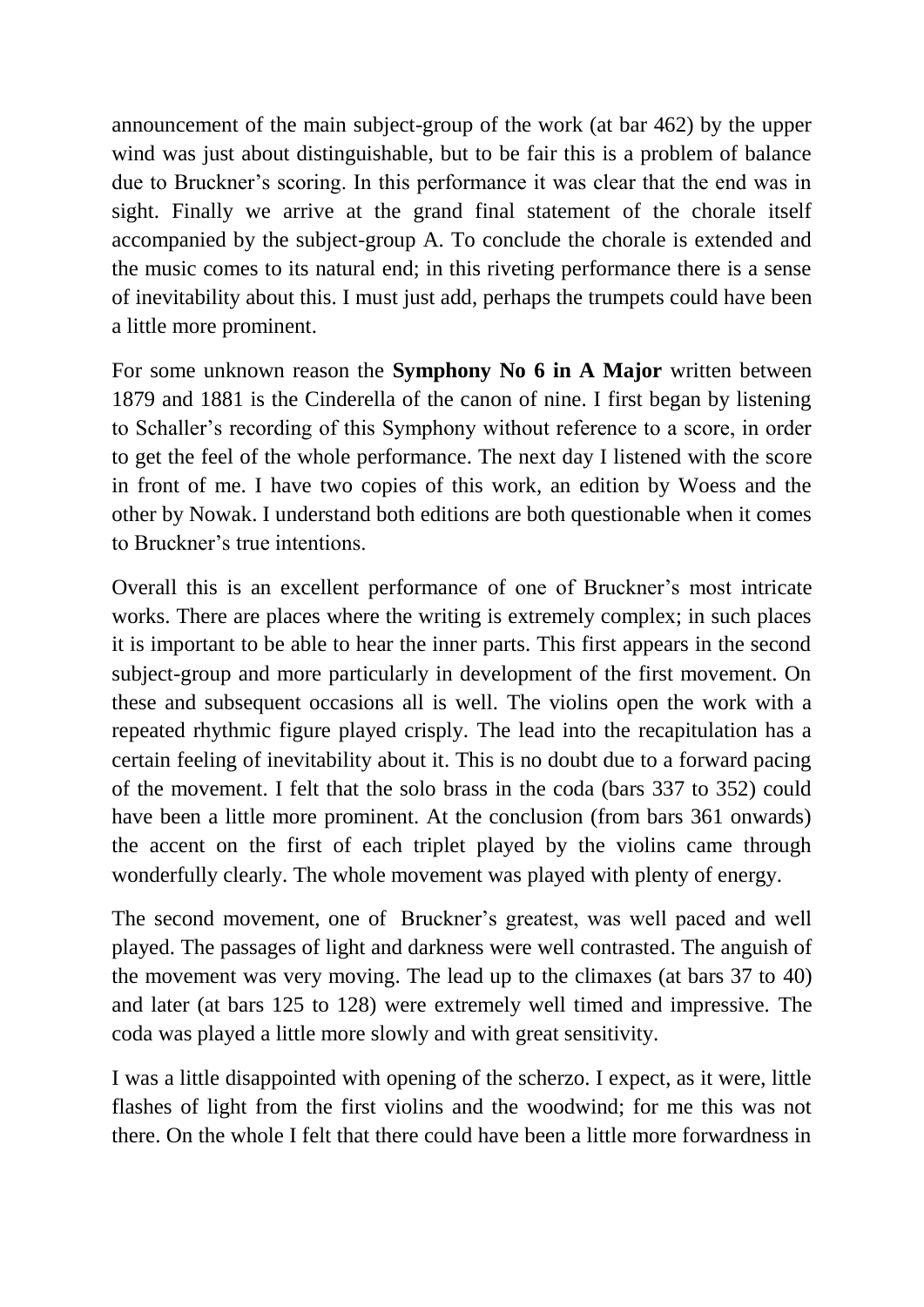announcement of the main subject-group of the work (at bar 462) by the upper wind was just about distinguishable, but to be fair this is a problem of balance due to Bruckner's scoring. In this performance it was clear that the end was in sight. Finally we arrive at the grand final statement of the chorale itself accompanied by the subject-group A. To conclude the chorale is extended and the music comes to its natural end; in this riveting performance there is a sense of inevitability about this. I must just add, perhaps the trumpets could have been a little more prominent.

For some unknown reason the **Symphony No 6 in A Major** written between 1879 and 1881 is the Cinderella of the canon of nine. I first began by listening to Schaller's recording of this Symphony without reference to a score, in order to get the feel of the whole performance. The next day I listened with the score in front of me. I have two copies of this work, an edition by Woess and the other by Nowak. I understand both editions are both questionable when it comes to Bruckner's true intentions.

Overall this is an excellent performance of one of Bruckner's most intricate works. There are places where the writing is extremely complex; in such places it is important to be able to hear the inner parts. This first appears in the second subject-group and more particularly in development of the first movement. On these and subsequent occasions all is well. The violins open the work with a repeated rhythmic figure played crisply. The lead into the recapitulation has a certain feeling of inevitability about it. This is no doubt due to a forward pacing of the movement. I felt that the solo brass in the coda (bars 337 to 352) could have been a little more prominent. At the conclusion (from bars 361 onwards) the accent on the first of each triplet played by the violins came through wonderfully clearly. The whole movement was played with plenty of energy.

The second movement, one of Bruckner's greatest, was well paced and well played. The passages of light and darkness were well contrasted. The anguish of the movement was very moving. The lead up to the climaxes (at bars 37 to 40) and later (at bars 125 to 128) were extremely well timed and impressive. The coda was played a little more slowly and with great sensitivity.

I was a little disappointed with opening of the scherzo. I expect, as it were, little flashes of light from the first violins and the woodwind; for me this was not there. On the whole I felt that there could have been a little more forwardness in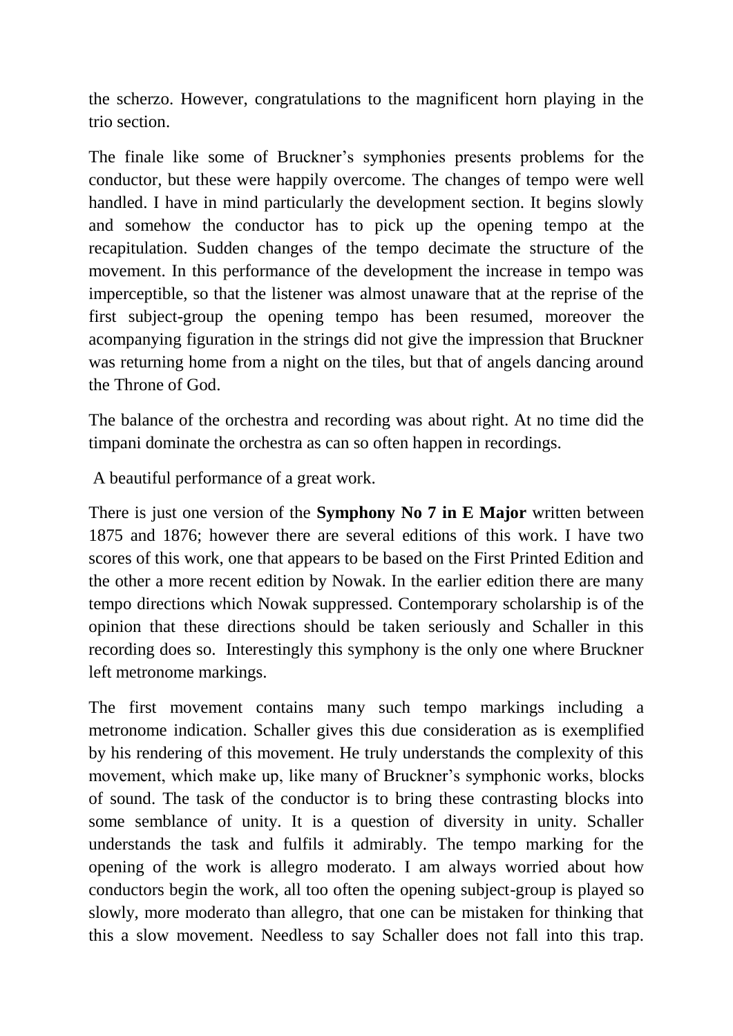the scherzo. However, congratulations to the magnificent horn playing in the trio section.

The finale like some of Bruckner's symphonies presents problems for the conductor, but these were happily overcome. The changes of tempo were well handled. I have in mind particularly the development section. It begins slowly and somehow the conductor has to pick up the opening tempo at the recapitulation. Sudden changes of the tempo decimate the structure of the movement. In this performance of the development the increase in tempo was imperceptible, so that the listener was almost unaware that at the reprise of the first subject-group the opening tempo has been resumed, moreover the acompanying figuration in the strings did not give the impression that Bruckner was returning home from a night on the tiles, but that of angels dancing around the Throne of God.

The balance of the orchestra and recording was about right. At no time did the timpani dominate the orchestra as can so often happen in recordings.

A beautiful performance of a great work.

There is just one version of the **Symphony No 7 in E Major** written between 1875 and 1876; however there are several editions of this work. I have two scores of this work, one that appears to be based on the First Printed Edition and the other a more recent edition by Nowak. In the earlier edition there are many tempo directions which Nowak suppressed. Contemporary scholarship is of the opinion that these directions should be taken seriously and Schaller in this recording does so. Interestingly this symphony is the only one where Bruckner left metronome markings.

The first movement contains many such tempo markings including a metronome indication. Schaller gives this due consideration as is exemplified by his rendering of this movement. He truly understands the complexity of this movement, which make up, like many of Bruckner's symphonic works, blocks of sound. The task of the conductor is to bring these contrasting blocks into some semblance of unity. It is a question of diversity in unity. Schaller understands the task and fulfils it admirably. The tempo marking for the opening of the work is allegro moderato. I am always worried about how conductors begin the work, all too often the opening subject-group is played so slowly, more moderato than allegro, that one can be mistaken for thinking that this a slow movement. Needless to say Schaller does not fall into this trap.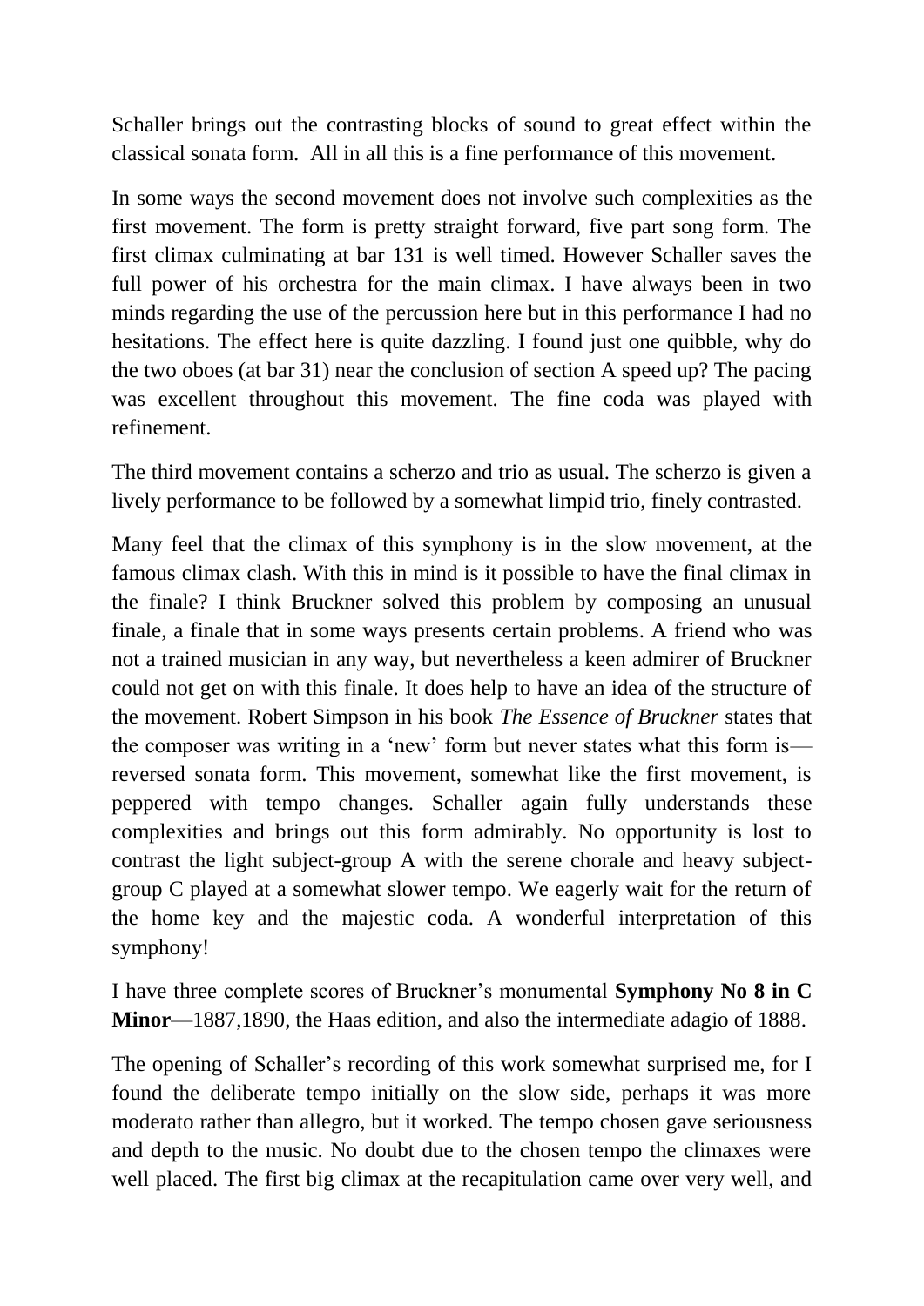Schaller brings out the contrasting blocks of sound to great effect within the classical sonata form.  All in all this is a fine performance of this movement.

In some ways the second movement does not involve such complexities as the first movement. The form is pretty straight forward, five part song form. The first climax culminating at bar 131 is well timed. However Schaller saves the full power of his orchestra for the main climax. I have always been in two minds regarding the use of the percussion here but in this performance I had no hesitations. The effect here is quite dazzling. I found just one quibble, why do the two oboes (at bar 31) near the conclusion of section A speed up? The pacing was excellent throughout this movement. The fine coda was played with refinement.

The third movement contains a scherzo and trio as usual. The scherzo is given a lively performance to be followed by a somewhat limpid trio, finely contrasted.

Many feel that the climax of this symphony is in the slow movement, at the famous climax clash. With this in mind is it possible to have the final climax in the finale? I think Bruckner solved this problem by composing an unusual finale, a finale that in some ways presents certain problems. A friend who was not a trained musician in any way, but nevertheless a keen admirer of Bruckner could not get on with this finale. It does help to have an idea of the structure of the movement. Robert Simpson in his book *The Essence of Bruckner* states that the composer was writing in a 'new' form but never states what this form is—reversed sonata form. This movement, somewhat like the first movement, is peppered with tempo changes. Schaller again fully understands these complexities and brings out this form admirably. No opportunity is lost to contrast the light subject-group A with the serene chorale and heavy subject-group C played at a somewhat slower tempo. We eagerly wait for the return of the home key and the majestic coda. A wonderful interpretation of this symphony!

I have three complete scores of Bruckner's monumental **Symphony No 8 in C Minor**—1887,1890, the Haas edition, and also the intermediate adagio of 1888.

The opening of Schaller's recording of this work somewhat surprised me, for I found the deliberate tempo initially on the slow side, perhaps it was more moderato rather than allegro, but it worked. The tempo chosen gave seriousness and depth to the music. No doubt due to the chosen tempo the climaxes were well placed. The first big climax at the recapitulation came over very well, and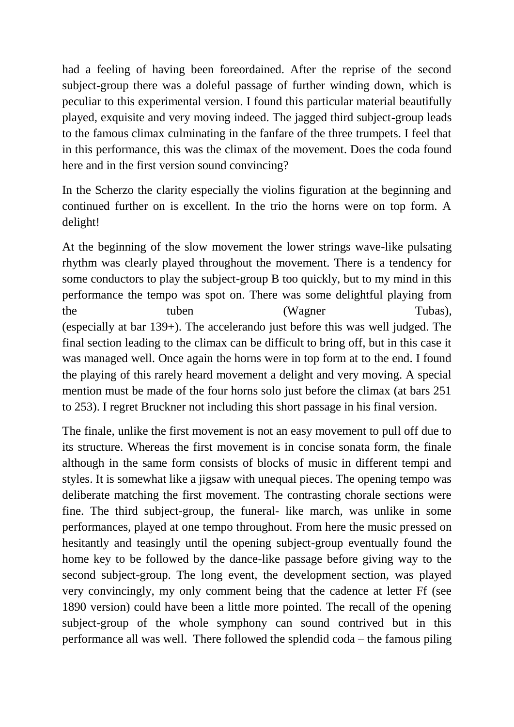had a feeling of having been foreordained. After the reprise of the second subject-group there was a doleful passage of further winding down, which is peculiar to this experimental version. I found this particular material beautifully played, exquisite and very moving indeed. The jagged third subject-group leads to the famous climax culminating in the fanfare of the three trumpets. I feel that in this performance, this was the climax of the movement. Does the coda found here and in the first version sound convincing?

In the Scherzo the clarity especially the violins figuration at the beginning and continued further on is excellent. In the trio the horns were on top form. A delight!

At the beginning of the slow movement the lower strings wave-like pulsating rhythm was clearly played throughout the movement. There is a tendency for some conductors to play the subject-group B too quickly, but to my mind in this performance the tempo was spot on. There was some delightful playing from the tuben (Wagner Tubas), (especially at bar 139+). The accelerando just before this was well judged. The final section leading to the climax can be difficult to bring off, but in this case it was managed well. Once again the horns were in top form at to the end. I found the playing of this rarely heard movement a delight and very moving. A special mention must be made of the four horns solo just before the climax (at bars 251 to 253). I regret Bruckner not including this short passage in his final version.

The finale, unlike the first movement is not an easy movement to pull off due to its structure. Whereas the first movement is in concise sonata form, the finale although in the same form consists of blocks of music in different tempi and styles. It is somewhat like a jigsaw with unequal pieces. The opening tempo was deliberate matching the first movement. The contrasting chorale sections were fine. The third subject-group, the funeral- like march, was unlike in some performances, played at one tempo throughout. From here the music pressed on hesitantly and teasingly until the opening subject-group eventually found the home key to be followed by the dance-like passage before giving way to the second subject-group. The long event, the development section, was played very convincingly, my only comment being that the cadence at letter Ff (see 1890 version) could have been a little more pointed. The recall of the opening subject-group of the whole symphony can sound contrived but in this performance all was well. There followed the splendid coda – the famous piling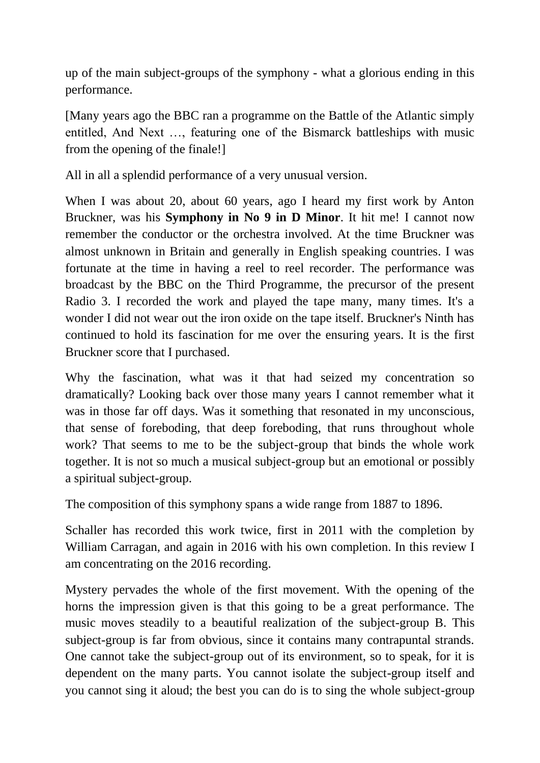up of the main subject-groups of the symphony - what a glorious ending in this performance.

[Many years ago the BBC ran a programme on the Battle of the Atlantic simply entitled, And Next …, featuring one of the Bismarck battleships with music from the opening of the finale!]

All in all a splendid performance of a very unusual version.

When I was about 20, about 60 years, ago I heard my first work by Anton Bruckner, was his **Symphony in No 9 in D Minor**. It hit me! I cannot now remember the conductor or the orchestra involved. At the time Bruckner was almost unknown in Britain and generally in English speaking countries. I was fortunate at the time in having a reel to reel recorder. The performance was broadcast by the BBC on the Third Programme, the precursor of the present Radio 3. I recorded the work and played the tape many, many times. It's a wonder I did not wear out the iron oxide on the tape itself. Bruckner's Ninth has continued to hold its fascination for me over the ensuring years. It is the first Bruckner score that I purchased.

Why the fascination, what was it that had seized my concentration so dramatically? Looking back over those many years I cannot remember what it was in those far off days. Was it something that resonated in my unconscious, that sense of foreboding, that deep foreboding, that runs throughout whole work? That seems to me to be the subject-group that binds the whole work together. It is not so much a musical subject-group but an emotional or possibly a spiritual subject-group.

The composition of this symphony spans a wide range from 1887 to 1896.

Schaller has recorded this work twice, first in 2011 with the completion by William Carragan, and again in 2016 with his own completion. In this review I am concentrating on the 2016 recording.

Mystery pervades the whole of the first movement. With the opening of the horns the impression given is that this going to be a great performance. The music moves steadily to a beautiful realization of the subject-group B. This subject-group is far from obvious, since it contains many contrapuntal strands. One cannot take the subject-group out of its environment, so to speak, for it is dependent on the many parts. You cannot isolate the subject-group itself and you cannot sing it aloud; the best you can do is to sing the whole subject-group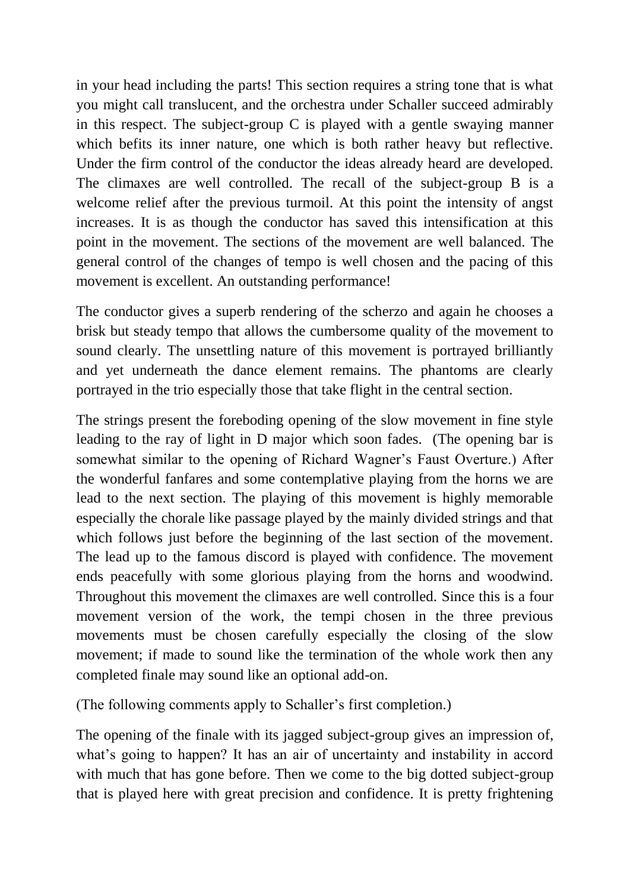in your head including the parts! This section requires a string tone that is what you might call translucent, and the orchestra under Schaller succeed admirably in this respect. The subject-group C is played with a gentle swaying manner which befits its inner nature, one which is both rather heavy but reflective. Under the firm control of the conductor the ideas already heard are developed. The climaxes are well controlled. The recall of the subject-group B is a welcome relief after the previous turmoil. At this point the intensity of angst increases. It is as though the conductor has saved this intensification at this point in the movement. The sections of the movement are well balanced. The general control of the changes of tempo is well chosen and the pacing of this movement is excellent. An outstanding performance!

The conductor gives a superb rendering of the scherzo and again he chooses a brisk but steady tempo that allows the cumbersome quality of the movement to sound clearly. The unsettling nature of this movement is portrayed brilliantly and yet underneath the dance element remains. The phantoms are clearly portrayed in the trio especially those that take flight in the central section.

The strings present the foreboding opening of the slow movement in fine style leading to the ray of light in D major which soon fades. (The opening bar is somewhat similar to the opening of Richard Wagner's Faust Overture.) After the wonderful fanfares and some contemplative playing from the horns we are lead to the next section. The playing of this movement is highly memorable especially the chorale like passage played by the mainly divided strings and that which follows just before the beginning of the last section of the movement. The lead up to the famous discord is played with confidence. The movement ends peacefully with some glorious playing from the horns and woodwind. Throughout this movement the climaxes are well controlled. Since this is a four movement version of the work, the tempi chosen in the three previous movements must be chosen carefully especially the closing of the slow movement; if made to sound like the termination of the whole work then any completed finale may sound like an optional add-on.

(The following comments apply to Schaller's first completion.)

The opening of the finale with its jagged subject-group gives an impression of, what's going to happen? It has an air of uncertainty and instability in accord with much that has gone before. Then we come to the big dotted subject-group that is played here with great precision and confidence. It is pretty frightening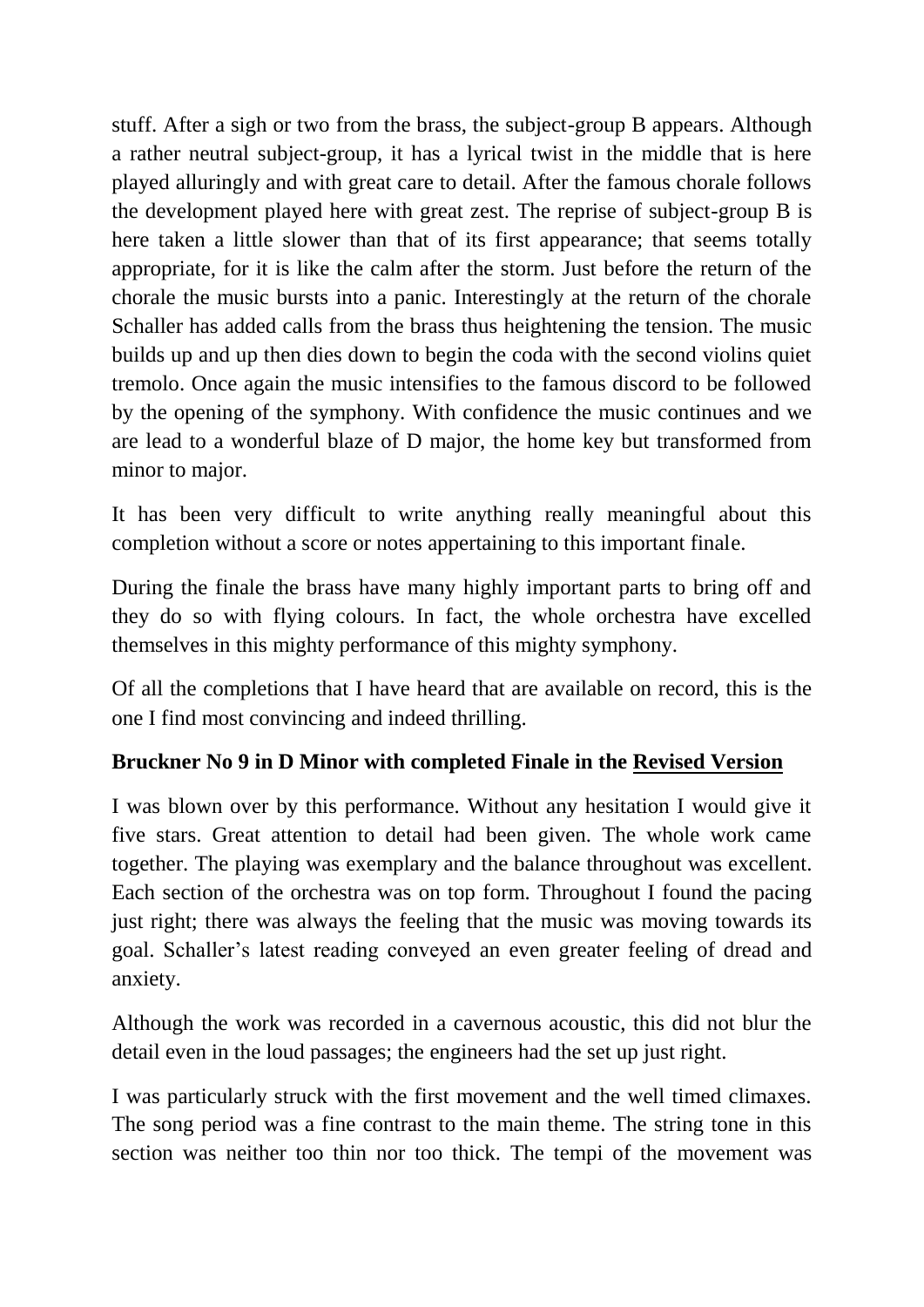stuff. After a sigh or two from the brass, the subject-group B appears. Although a rather neutral subject-group, it has a lyrical twist in the middle that is here played alluringly and with great care to detail. After the famous chorale follows the development played here with great zest. The reprise of subject-group B is here taken a little slower than that of its first appearance; that seems totally appropriate, for it is like the calm after the storm. Just before the return of the chorale the music bursts into a panic. Interestingly at the return of the chorale Schaller has added calls from the brass thus heightening the tension. The music builds up and up then dies down to begin the coda with the second violins quiet tremolo. Once again the music intensifies to the famous discord to be followed by the opening of the symphony. With confidence the music continues and we are lead to a wonderful blaze of D major, the home key but transformed from minor to major.

It has been very difficult to write anything really meaningful about this completion without a score or notes appertaining to this important finale.

During the finale the brass have many highly important parts to bring off and they do so with flying colours. In fact, the whole orchestra have excelled themselves in this mighty performance of this mighty symphony.

Of all the completions that I have heard that are available on record, this is the one I find most convincing and indeed thrilling.

**Bruckner No 9 in D Minor with completed Finale in the <u>Revised Version</u>**

I was blown over by this performance. Without any hesitation I would give it five stars. Great attention to detail had been given. The whole work came together. The playing was exemplary and the balance throughout was excellent. Each section of the orchestra was on top form. Throughout I found the pacing just right; there was always the feeling that the music was moving towards its goal. Schaller's latest reading conveyed an even greater feeling of dread and anxiety.

Although the work was recorded in a cavernous acoustic, this did not blur the detail even in the loud passages; the engineers had the set up just right.

I was particularly struck with the first movement and the well timed climaxes. The song period was a fine contrast to the main theme. The string tone in this section was neither too thin nor too thick. The tempi of the movement was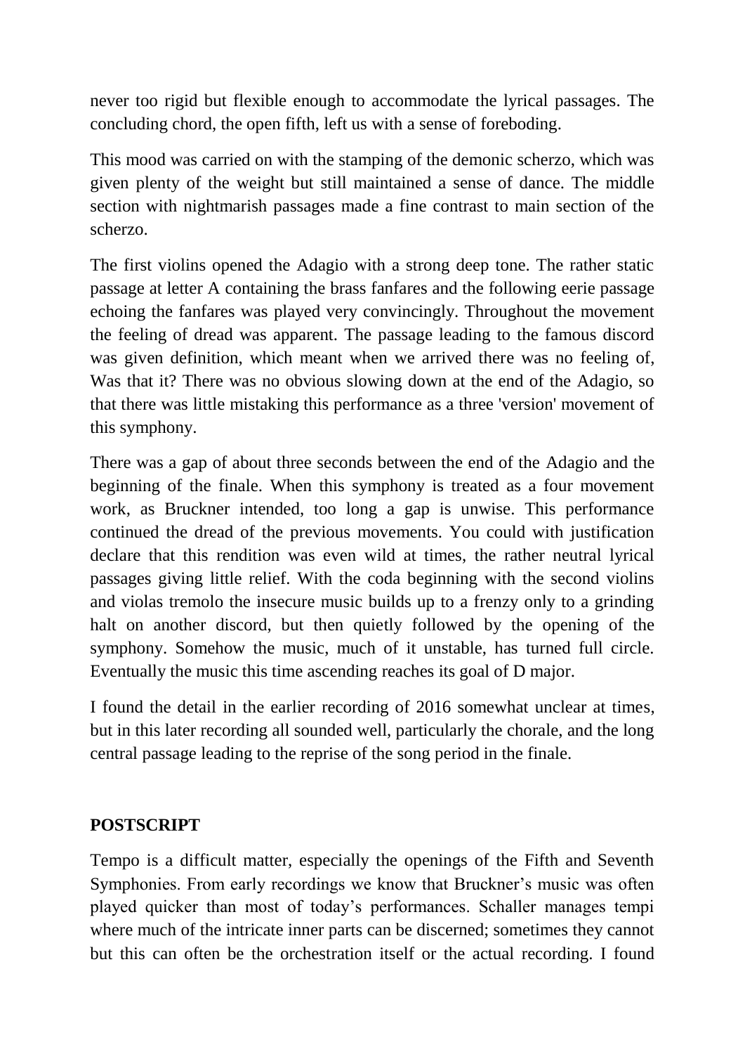never too rigid but flexible enough to accommodate the lyrical passages. The concluding chord, the open fifth, left us with a sense of foreboding.

This mood was carried on with the stamping of the demonic scherzo, which was given plenty of the weight but still maintained a sense of dance. The middle section with nightmarish passages made a fine contrast to main section of the scherzo.

The first violins opened the Adagio with a strong deep tone. The rather static passage at letter A containing the brass fanfares and the following eerie passage echoing the fanfares was played very convincingly. Throughout the movement the feeling of dread was apparent. The passage leading to the famous discord was given definition, which meant when we arrived there was no feeling of, Was that it? There was no obvious slowing down at the end of the Adagio, so that there was little mistaking this performance as a three 'version' movement of this symphony.

There was a gap of about three seconds between the end of the Adagio and the beginning of the finale. When this symphony is treated as a four movement work, as Bruckner intended, too long a gap is unwise. This performance continued the dread of the previous movements. You could with justification declare that this rendition was even wild at times, the rather neutral lyrical passages giving little relief. With the coda beginning with the second violins and violas tremolo the insecure music builds up to a frenzy only to a grinding halt on another discord, but then quietly followed by the opening of the symphony. Somehow the music, much of it unstable, has turned full circle. Eventually the music this time ascending reaches its goal of D major.

I found the detail in the earlier recording of 2016 somewhat unclear at times, but in this later recording all sounded well, particularly the chorale, and the long central passage leading to the reprise of the song period in the finale.

**POSTSCRIPT**

Tempo is a difficult matter, especially the openings of the Fifth and Seventh Symphonies. From early recordings we know that Bruckner's music was often played quicker than most of today's performances. Schaller manages tempi where much of the intricate inner parts can be discerned; sometimes they cannot but this can often be the orchestration itself or the actual recording. I found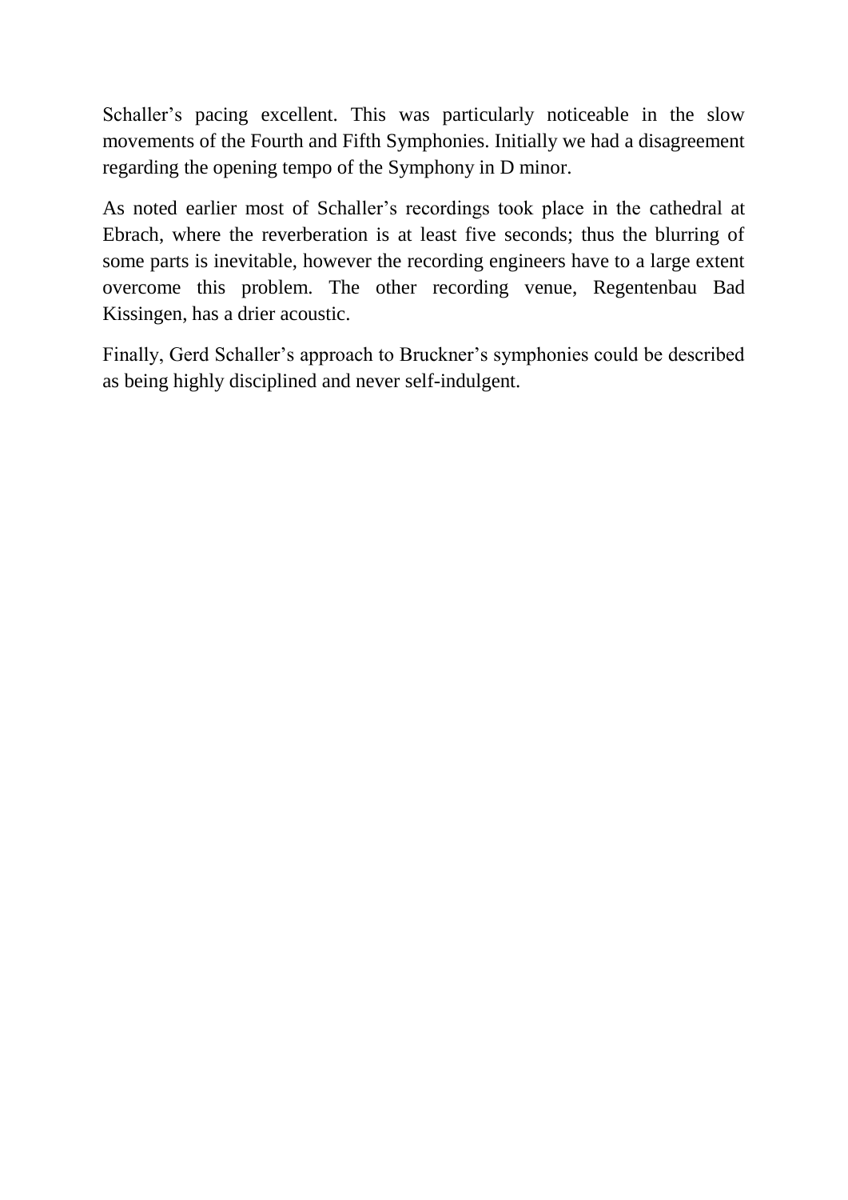Schaller's pacing excellent. This was particularly noticeable in the slow movements of the Fourth and Fifth Symphonies. Initially we had a disagreement regarding the opening tempo of the Symphony in D minor.

As noted earlier most of Schaller's recordings took place in the cathedral at Ebrach, where the reverberation is at least five seconds; thus the blurring of some parts is inevitable, however the recording engineers have to a large extent overcome this problem. The other recording venue, Regentenbau Bad Kissingen, has a drier acoustic.

Finally, Gerd Schaller's approach to Bruckner's symphonies could be described as being highly disciplined and never self-indulgent.